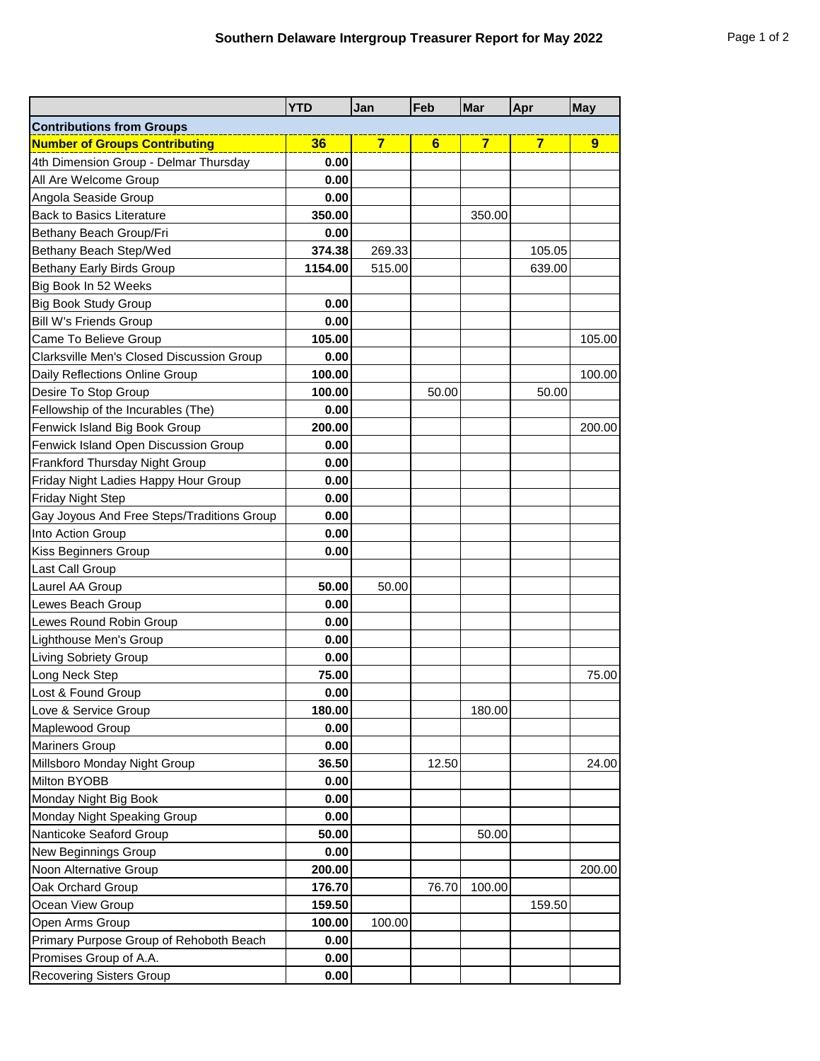# Southern Delaware Intergroup Treasurer Report for May 2022

| | YTD | Jan | Feb | Mar | Apr | May |
|---|---|---|---|---|---|---|
| **Contributions from Groups** | | | | | | |
| **Number of Groups Contributing** | **36** | **7** | **6** | **7** | **7** | **9** |
| 4th Dimension Group - Delmar Thursday | **0.00** | | | | | |
| All Are Welcome Group | **0.00** | | | | | |
| Angola Seaside Group | **0.00** | | | | | |
| Back to Basics Literature | **350.00** | | | 350.00 | | |
| Bethany Beach Group/Fri | **0.00** | | | | | |
| Bethany Beach Step/Wed | **374.38** | 269.33 | | | 105.05 | |
| Bethany Early Birds Group | **1154.00** | 515.00 | | | 639.00 | |
| Big Book In 52 Weeks | | | | | | |
| Big Book Study Group | **0.00** | | | | | |
| Bill W's Friends Group | **0.00** | | | | | |
| Came To Believe Group | **105.00** | | | | | 105.00 |
| Clarksville Men's Closed Discussion Group | **0.00** | | | | | |
| Daily Reflections Online Group | **100.00** | | | | | 100.00 |
| Desire To Stop Group | **100.00** | | 50.00 | | 50.00 | |
| Fellowship of the Incurables (The) | **0.00** | | | | | |
| Fenwick Island Big Book Group | **200.00** | | | | | 200.00 |
| Fenwick Island Open Discussion Group | **0.00** | | | | | |
| Frankford Thursday Night Group | **0.00** | | | | | |
| Friday Night Ladies Happy Hour Group | **0.00** | | | | | |
| Friday Night Step | **0.00** | | | | | |
| Gay Joyous And Free Steps/Traditions Group | **0.00** | | | | | |
| Into Action Group | **0.00** | | | | | |
| Kiss Beginners Group | **0.00** | | | | | |
| Last Call Group | | | | | | |
| Laurel AA Group | **50.00** | 50.00 | | | | |
| Lewes Beach Group | **0.00** | | | | | |
| Lewes Round Robin Group | **0.00** | | | | | |
| Lighthouse Men's Group | **0.00** | | | | | |
| Living Sobriety Group | **0.00** | | | | | |
| Long Neck Step | **75.00** | | | | | 75.00 |
| Lost & Found Group | **0.00** | | | | | |
| Love & Service Group | **180.00** | | | 180.00 | | |
| Maplewood Group | **0.00** | | | | | |
| Mariners Group | **0.00** | | | | | |
| Millsboro Monday Night Group | **36.50** | | 12.50 | | | 24.00 |
| Milton BYOBB | **0.00** | | | | | |
| Monday Night Big Book | **0.00** | | | | | |
| Monday Night Speaking Group | **0.00** | | | | | |
| Nanticoke Seaford Group | **50.00** | | | 50.00 | | |
| New Beginnings Group | **0.00** | | | | | |
| Noon Alternative Group | **200.00** | | | | | 200.00 |
| Oak Orchard Group | **176.70** | | 76.70 | 100.00 | | |
| Ocean View Group | **159.50** | | | | 159.50 | |
| Open Arms Group | **100.00** | 100.00 | | | | |
| Primary Purpose Group of Rehoboth Beach | **0.00** | | | | | |
| Promises Group of A.A. | **0.00** | | | | | |
| Recovering Sisters Group | **0.00** | | | | | |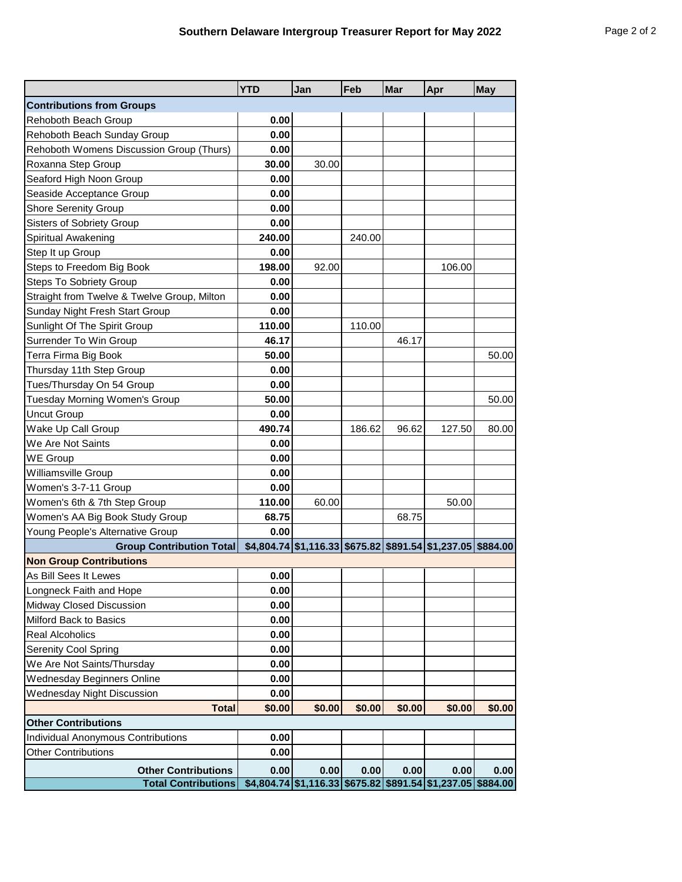# Southern Delaware Intergroup Treasurer Report for May 2022

| | YTD | Jan | Feb | Mar | Apr | May |
|---|---|---|---|---|---|---|
| **Contributions from Groups** | | | | | | |
| Rehoboth Beach Group | **0.00** | | | | | |
| Rehoboth Beach Sunday Group | **0.00** | | | | | |
| Rehoboth Womens Discussion Group (Thurs) | **0.00** | | | | | |
| Roxanna Step Group | **30.00** | 30.00 | | | | |
| Seaford High Noon Group | **0.00** | | | | | |
| Seaside Acceptance Group | **0.00** | | | | | |
| Shore Serenity Group | **0.00** | | | | | |
| Sisters of Sobriety Group | **0.00** | | | | | |
| Spiritual Awakening | **240.00** | | 240.00 | | | |
| Step It up Group | **0.00** | | | | | |
| Steps to Freedom Big Book | **198.00** | 92.00 | | | 106.00 | |
| Steps To Sobriety Group | **0.00** | | | | | |
| Straight from Twelve & Twelve Group, Milton | **0.00** | | | | | |
| Sunday Night Fresh Start Group | **0.00** | | | | | |
| Sunlight Of The Spirit Group | **110.00** | | 110.00 | | | |
| Surrender To Win Group | **46.17** | | | 46.17 | | |
| Terra Firma Big Book | **50.00** | | | | | 50.00 |
| Thursday 11th Step Group | **0.00** | | | | | |
| Tues/Thursday On 54 Group | **0.00** | | | | | |
| Tuesday Morning Women's Group | **50.00** | | | | | 50.00 |
| Uncut Group | **0.00** | | | | | |
| Wake Up Call Group | **490.74** | | 186.62 | 96.62 | 127.50 | 80.00 |
| We Are Not Saints | **0.00** | | | | | |
| WE Group | **0.00** | | | | | |
| Williamsville Group | **0.00** | | | | | |
| Women's 3-7-11 Group | **0.00** | | | | | |
| Women's 6th & 7th Step Group | **110.00** | 60.00 | | | 50.00 | |
| Women's AA Big Book Study Group | **68.75** | | | 68.75 | | |
| Young People's Alternative Group | **0.00** | | | | | |
| **Group Contribution Total** | **$4,804.74** | **$1,116.33** | **$675.82** | **$891.54** | **$1,237.05** | **$884.00** |
| **Non Group Contributions** | | | | | | |
| As Bill Sees It Lewes | **0.00** | | | | | |
| Longneck Faith and Hope | **0.00** | | | | | |
| Midway Closed Discussion | **0.00** | | | | | |
| Milford Back to Basics | **0.00** | | | | | |
| Real Alcoholics | **0.00** | | | | | |
| Serenity Cool Spring | **0.00** | | | | | |
| We Are Not Saints/Thursday | **0.00** | | | | | |
| Wednesday Beginners Online | **0.00** | | | | | |
| Wednesday Night Discussion | **0.00** | | | | | |
| **Total** | **$0.00** | **$0.00** | **$0.00** | **$0.00** | **$0.00** | **$0.00** |
| **Other Contributions** | | | | | | |
| Individual Anonymous Contributions | **0.00** | | | | | |
| Other Contributions | **0.00** | | | | | |
| **Other Contributions** | **0.00** | **0.00** | **0.00** | **0.00** | **0.00** | **0.00** |
| **Total Contributions** | **$4,804.74** | **$1,116.33** | **$675.82** | **$891.54** | **$1,237.05** | **$884.00** |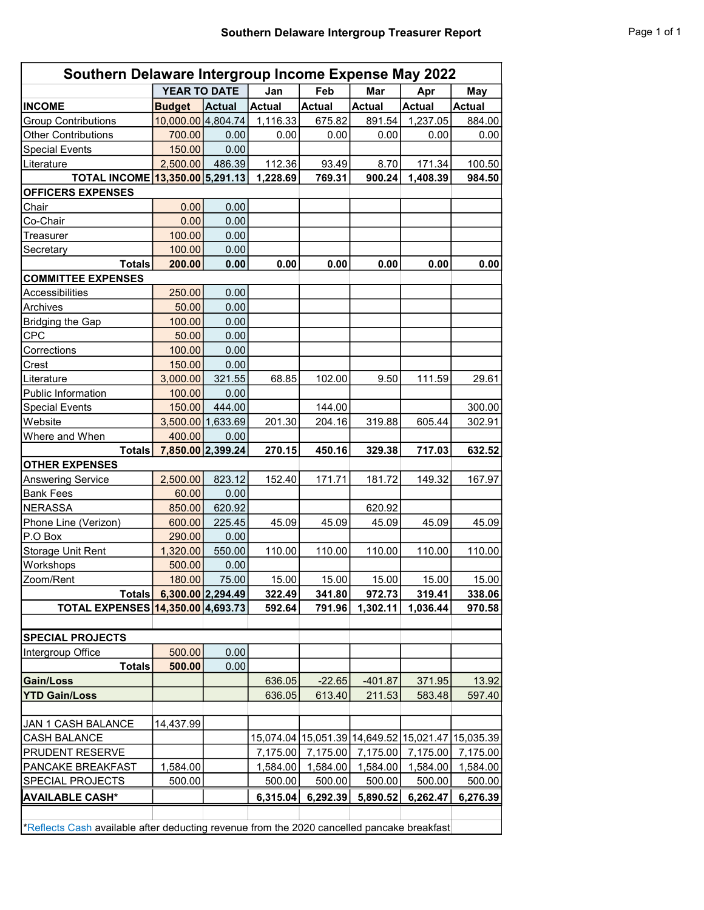Southern Delaware Intergroup Treasurer Report

| Southern Delaware Intergroup Income Expense May 2022 | | | | | | | |
|---|---|---|---|---|---|---|---|
| | YEAR TO DATE | | Jan | Feb | Mar | Apr | May |
| **INCOME** | **Budget** | **Actual** | **Actual** | **Actual** | **Actual** | **Actual** | **Actual** |
| Group Contributions | 10,000.00 | 4,804.74 | 1,116.33 | 675.82 | 891.54 | 1,237.05 | 884.00 |
| Other Contributions | 700.00 | 0.00 | 0.00 | 0.00 | 0.00 | 0.00 | 0.00 |
| Special Events | 150.00 | 0.00 | | | | | |
| Literature | 2,500.00 | 486.39 | 112.36 | 93.49 | 8.70 | 171.34 | 100.50 |
| **TOTAL INCOME** | **13,350.00** | **5,291.13** | **1,228.69** | **769.31** | **900.24** | **1,408.39** | **984.50** |
| **OFFICERS EXPENSES** | | | | | | | |
| Chair | 0.00 | 0.00 | | | | | |
| Co-Chair | 0.00 | 0.00 | | | | | |
| Treasurer | 100.00 | 0.00 | | | | | |
| Secretary | 100.00 | 0.00 | | | | | |
| **Totals** | **200.00** | **0.00** | **0.00** | **0.00** | **0.00** | **0.00** | **0.00** |
| **COMMITTEE EXPENSES** | | | | | | | |
| Accessibilities | 250.00 | 0.00 | | | | | |
| Archives | 50.00 | 0.00 | | | | | |
| Bridging the Gap | 100.00 | 0.00 | | | | | |
| CPC | 50.00 | 0.00 | | | | | |
| Corrections | 100.00 | 0.00 | | | | | |
| Crest | 150.00 | 0.00 | | | | | |
| Literature | 3,000.00 | 321.55 | 68.85 | 102.00 | 9.50 | 111.59 | 29.61 |
| Public Information | 100.00 | 0.00 | | | | | |
| Special Events | 150.00 | 444.00 | | 144.00 | | | 300.00 |
| Website | 3,500.00 | 1,633.69 | 201.30 | 204.16 | 319.88 | 605.44 | 302.91 |
| Where and When | 400.00 | 0.00 | | | | | |
| **Totals** | **7,850.00** | **2,399.24** | **270.15** | **450.16** | **329.38** | **717.03** | **632.52** |
| **OTHER EXPENSES** | | | | | | | |
| Answering Service | 2,500.00 | 823.12 | 152.40 | 171.71 | 181.72 | 149.32 | 167.97 |
| Bank Fees | 60.00 | 0.00 | | | | | |
| NERASSA | 850.00 | 620.92 | | | 620.92 | | |
| Phone Line (Verizon) | 600.00 | 225.45 | 45.09 | 45.09 | 45.09 | 45.09 | 45.09 |
| P.O Box | 290.00 | 0.00 | | | | | |
| Storage Unit Rent | 1,320.00 | 550.00 | 110.00 | 110.00 | 110.00 | 110.00 | 110.00 |
| Workshops | 500.00 | 0.00 | | | | | |
| Zoom/Rent | 180.00 | 75.00 | 15.00 | 15.00 | 15.00 | 15.00 | 15.00 |
| **Totals** | **6,300.00** | **2,294.49** | **322.49** | **341.80** | **972.73** | **319.41** | **338.06** |
| **TOTAL EXPENSES** | **14,350.00** | **4,693.73** | **592.64** | **791.96** | **1,302.11** | **1,036.44** | **970.58** |
| | | | | | | | |
| **SPECIAL PROJECTS** | | | | | | | |
| Intergroup Office | 500.00 | 0.00 | | | | | |
| **Totals** | **500.00** | 0.00 | | | | | |
| **Gain/Loss** | | | 636.05 | -22.65 | -401.87 | 371.95 | 13.92 |
| **YTD Gain/Loss** | | | 636.05 | 613.40 | 211.53 | 583.48 | 597.40 |
| | | | | | | | |
| JAN 1 CASH BALANCE | 14,437.99 | | | | | | |
| CASH BALANCE | | | 15,074.04 | 15,051.39 | 14,649.52 | 15,021.47 | 15,035.39 |
| PRUDENT RESERVE | | | 7,175.00 | 7,175.00 | 7,175.00 | 7,175.00 | 7,175.00 |
| PANCAKE BREAKFAST | 1,584.00 | | 1,584.00 | 1,584.00 | 1,584.00 | 1,584.00 | 1,584.00 |
| SPECIAL PROJECTS | 500.00 | | 500.00 | 500.00 | 500.00 | 500.00 | 500.00 |
| **AVAILABLE CASH*** | | | **6,315.04** | **6,292.39** | **5,890.52** | **6,262.47** | **6,276.39** |

*Reflects Cash available after deducting revenue from the 2020 cancelled pancake breakfast